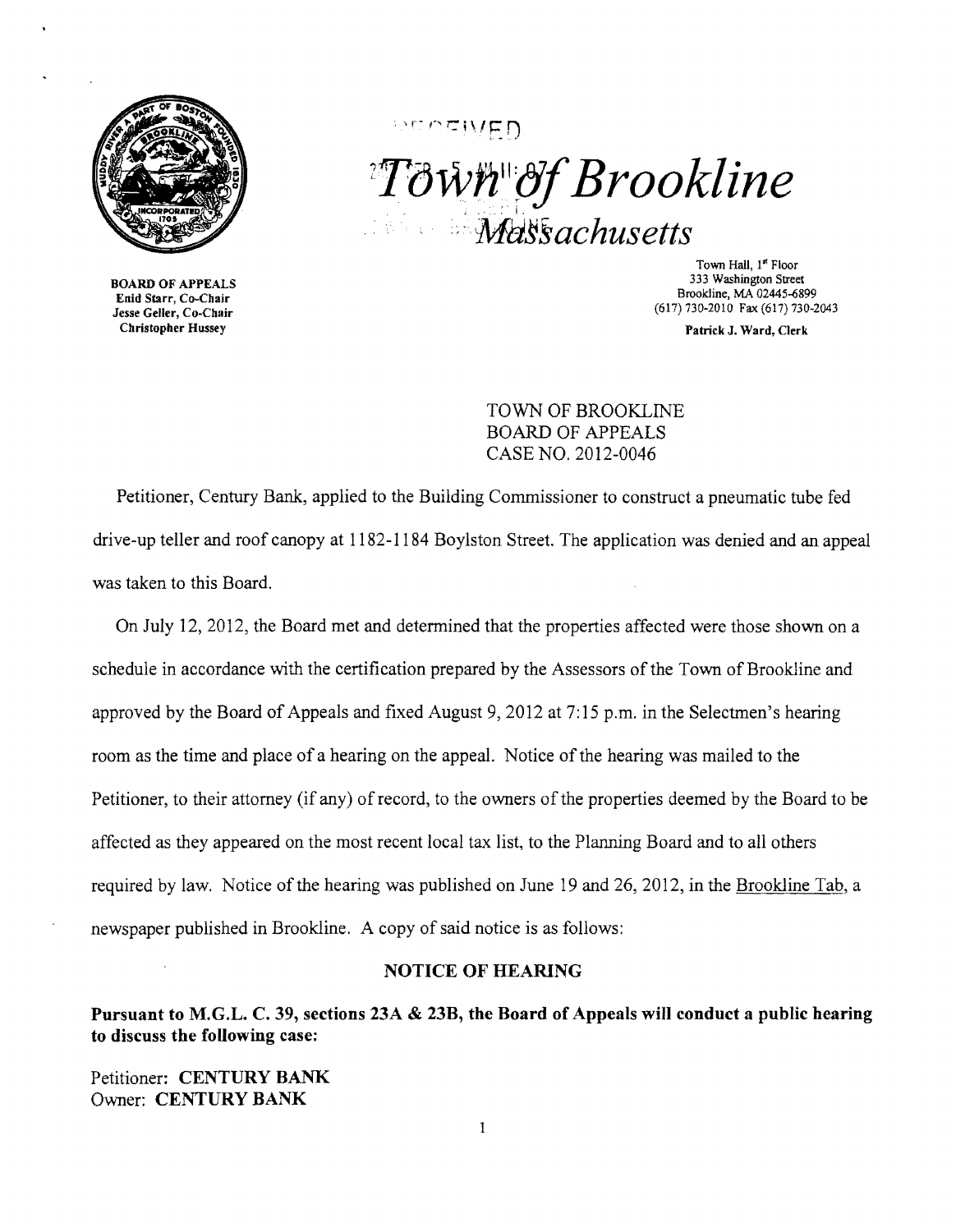# Town of Brookline
## Massachusetts

**BOARD OF APPEALS**
Enid Starr, Co-Chair
Jesse Geller, Co-Chair
Christopher Hussey

Town Hall, 1st Floor
333 Washington Street
Brookline, MA 02445-6899
(617) 730-2010 Fax (617) 730-2043

**Patrick J. Ward, Clerk**

TOWN OF BROOKLINE
BOARD OF APPEALS
CASE NO. 2012-0046

Petitioner, Century Bank, applied to the Building Commissioner to construct a pneumatic tube fed drive-up teller and roof canopy at 1182-1184 Boylston Street. The application was denied and an appeal was taken to this Board.

On July 12, 2012, the Board met and determined that the properties affected were those shown on a schedule in accordance with the certification prepared by the Assessors of the Town of Brookline and approved by the Board of Appeals and fixed August 9, 2012 at 7:15 p.m. in the Selectmen's hearing room as the time and place of a hearing on the appeal. Notice of the hearing was mailed to the Petitioner, to their attorney (if any) of record, to the owners of the properties deemed by the Board to be affected as they appeared on the most recent local tax list, to the Planning Board and to all others required by law. Notice of the hearing was published on June 19 and 26, 2012, in the Brookline Tab, a newspaper published in Brookline. A copy of said notice is as follows:

**NOTICE OF HEARING**

**Pursuant to M.G.L. C. 39, sections 23A & 23B, the Board of Appeals will conduct a public hearing to discuss the following case:**

Petitioner: **CENTURY BANK**
Owner: **CENTURY BANK**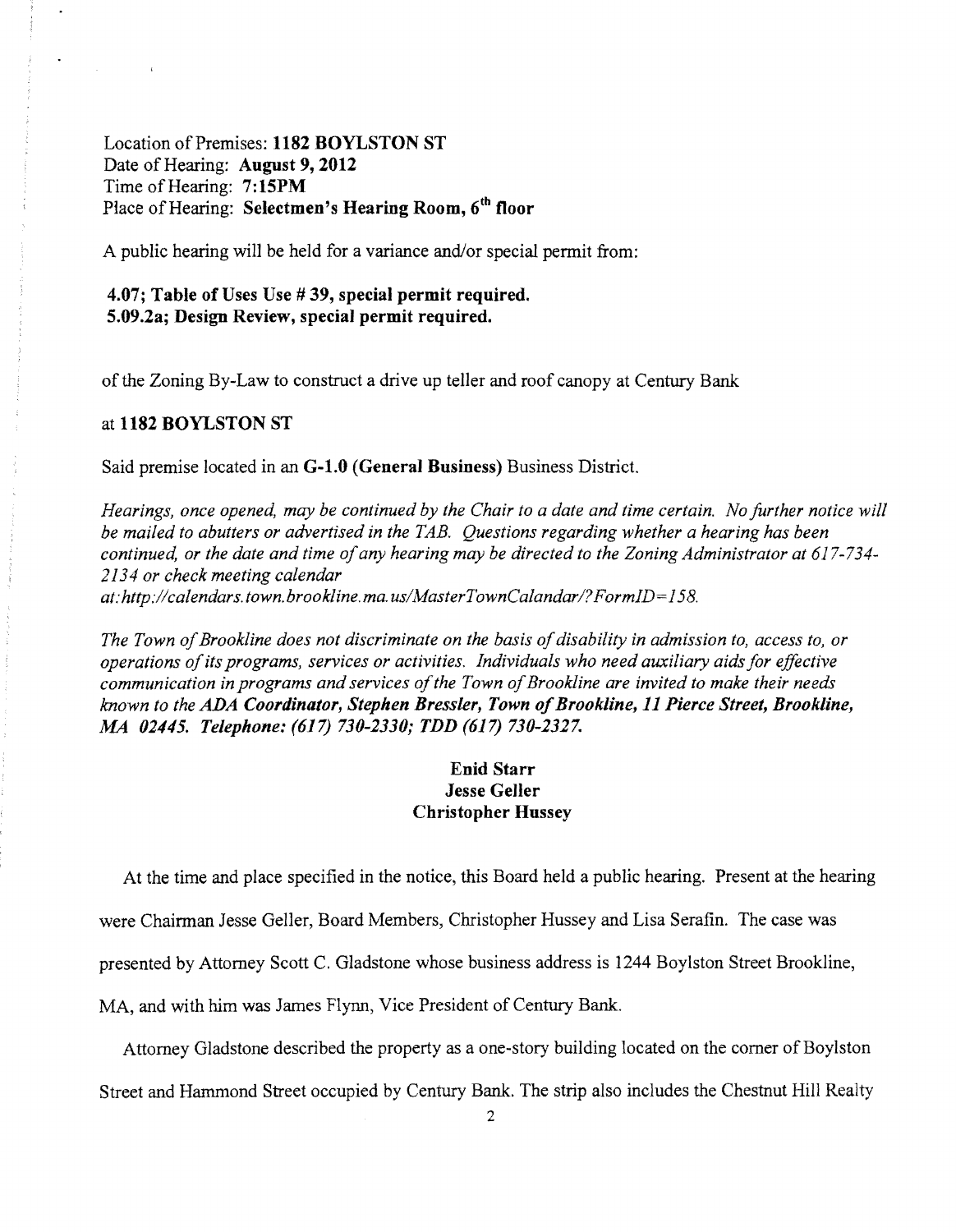Location of Premises: **1182 BOYLSTON ST**
Date of Hearing: **August 9, 2012**
Time of Hearing: **7:15PM**
Place of Hearing: **Selectmen's Hearing Room, 6th floor**

A public hearing will be held for a variance and/or special permit from:

**4.07; Table of Uses Use # 39, special permit required.**
**5.09.2a; Design Review, special permit required.**

of the Zoning By-Law to construct a drive up teller and roof canopy at Century Bank

at **1182 BOYLSTON ST**

Said premise located in an **G-1.0 (General Business)** Business District.

*Hearings, once opened, may be continued by the Chair to a date and time certain. No further notice will be mailed to abutters or advertised in the TAB. Questions regarding whether a hearing has been continued, or the date and time of any hearing may be directed to the Zoning Administrator at 617-734-2134 or check meeting calendar at: http://calendars.town.brookline.ma.us/MasterTownCalandar/?FormID=158.*

*The Town of Brookline does not discriminate on the basis of disability in admission to, access to, or operations of its programs, services or activities. Individuals who need auxiliary aids for effective communication in programs and services of the Town of Brookline are invited to make their needs known to the* ***ADA Coordinator, Stephen Bressler, Town of Brookline, 11 Pierce Street, Brookline, MA 02445. Telephone: (617) 730-2330; TDD (617) 730-2327.***

**Enid Starr**
**Jesse Geller**
**Christopher Hussey**

At the time and place specified in the notice, this Board held a public hearing. Present at the hearing were Chairman Jesse Geller, Board Members, Christopher Hussey and Lisa Serafin. The case was presented by Attorney Scott C. Gladstone whose business address is 1244 Boylston Street Brookline, MA, and with him was James Flynn, Vice President of Century Bank.

Attorney Gladstone described the property as a one-story building located on the corner of Boylston Street and Hammond Street occupied by Century Bank. The strip also includes the Chestnut Hill Realty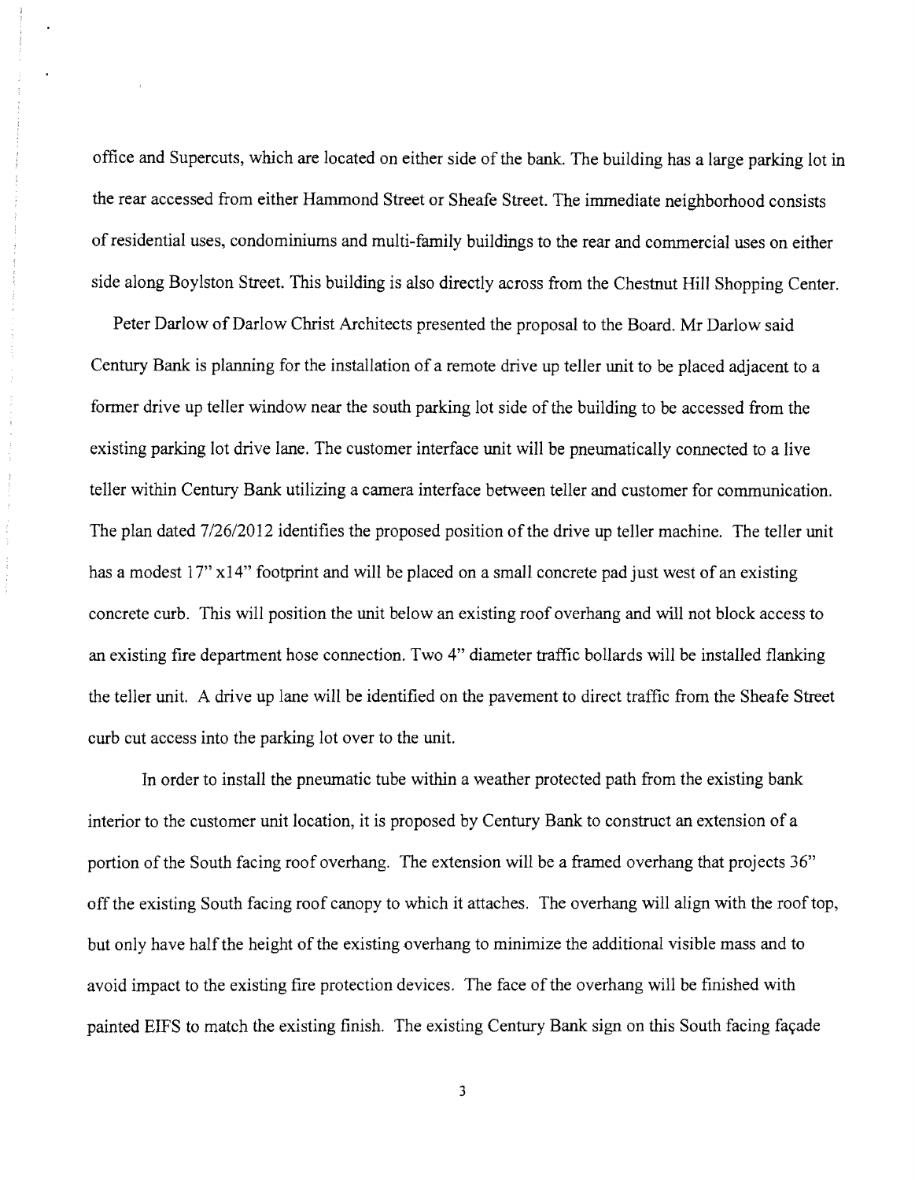office and Supercuts, which are located on either side of the bank. The building has a large parking lot in the rear accessed from either Hammond Street or Sheafe Street. The immediate neighborhood consists of residential uses, condominiums and multi-family buildings to the rear and commercial uses on either side along Boylston Street. This building is also directly across from the Chestnut Hill Shopping Center.

Peter Darlow of Darlow Christ Architects presented the proposal to the Board. Mr Darlow said Century Bank is planning for the installation of a remote drive up teller unit to be placed adjacent to a former drive up teller window near the south parking lot side of the building to be accessed from the existing parking lot drive lane. The customer interface unit will be pneumatically connected to a live teller within Century Bank utilizing a camera interface between teller and customer for communication. The plan dated 7/26/2012 identifies the proposed position of the drive up teller machine. The teller unit has a modest 17" x14" footprint and will be placed on a small concrete pad just west of an existing concrete curb. This will position the unit below an existing roof overhang and will not block access to an existing fire department hose connection. Two 4" diameter traffic bollards will be installed flanking the teller unit. A drive up lane will be identified on the pavement to direct traffic from the Sheafe Street curb cut access into the parking lot over to the unit.

In order to install the pneumatic tube within a weather protected path from the existing bank interior to the customer unit location, it is proposed by Century Bank to construct an extension of a portion of the South facing roof overhang. The extension will be a framed overhang that projects 36" off the existing South facing roof canopy to which it attaches. The overhang will align with the roof top, but only have half the height of the existing overhang to minimize the additional visible mass and to avoid impact to the existing fire protection devices. The face of the overhang will be finished with painted EIFS to match the existing finish. The existing Century Bank sign on this South facing façade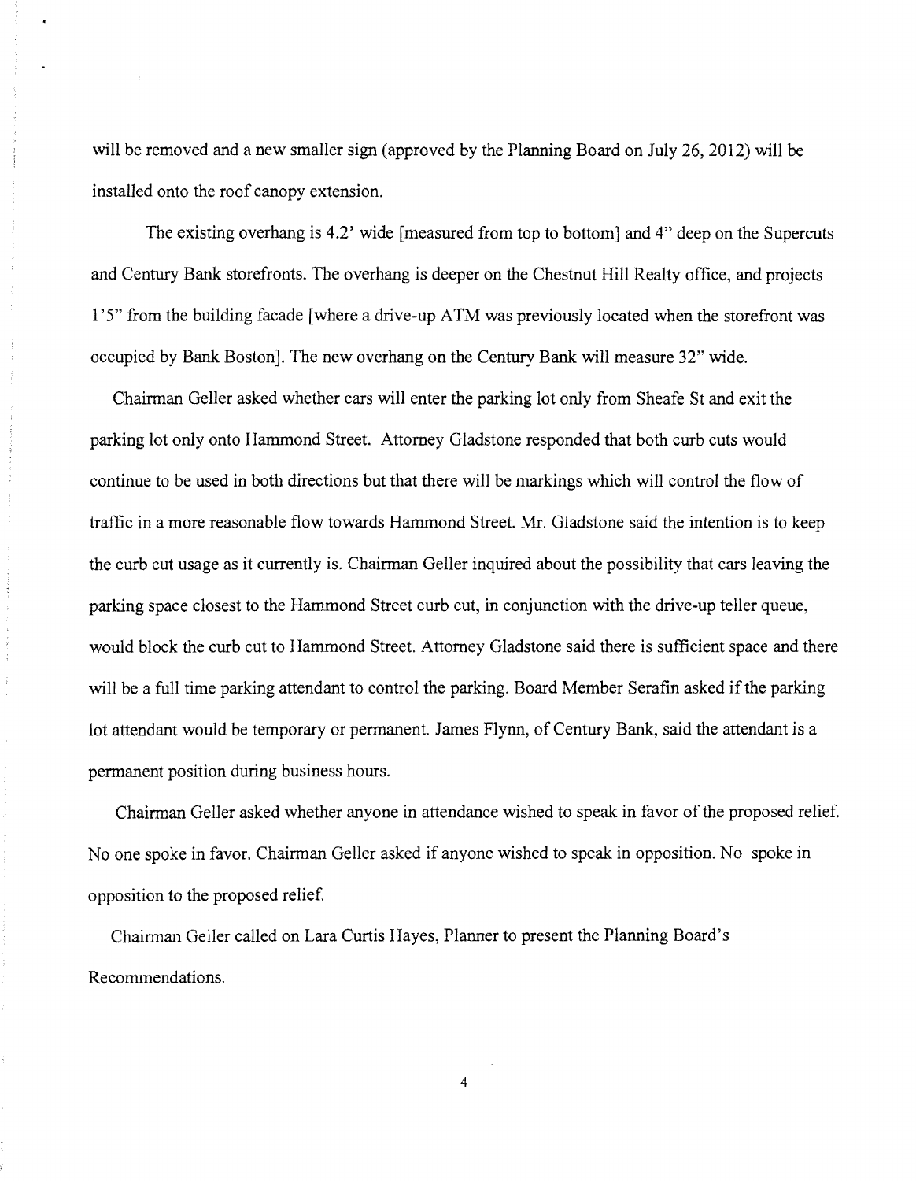will be removed and a new smaller sign (approved by the Planning Board on July 26, 2012) will be installed onto the roof canopy extension.

The existing overhang is 4.2' wide [measured from top to bottom] and 4" deep on the Supercuts and Century Bank storefronts. The overhang is deeper on the Chestnut Hill Realty office, and projects 1'5" from the building facade [where a drive-up ATM was previously located when the storefront was occupied by Bank Boston]. The new overhang on the Century Bank will measure 32" wide.

Chairman Geller asked whether cars will enter the parking lot only from Sheafe St and exit the parking lot only onto Hammond Street. Attorney Gladstone responded that both curb cuts would continue to be used in both directions but that there will be markings which will control the flow of traffic in a more reasonable flow towards Hammond Street. Mr. Gladstone said the intention is to keep the curb cut usage as it currently is. Chairman Geller inquired about the possibility that cars leaving the parking space closest to the Hammond Street curb cut, in conjunction with the drive-up teller queue, would block the curb cut to Hammond Street. Attorney Gladstone said there is sufficient space and there will be a full time parking attendant to control the parking. Board Member Serafin asked if the parking lot attendant would be temporary or permanent. James Flynn, of Century Bank, said the attendant is a permanent position during business hours.

Chairman Geller asked whether anyone in attendance wished to speak in favor of the proposed relief. No one spoke in favor. Chairman Geller asked if anyone wished to speak in opposition. No spoke in opposition to the proposed relief.

Chairman Geller called on Lara Curtis Hayes, Planner to present the Planning Board's Recommendations.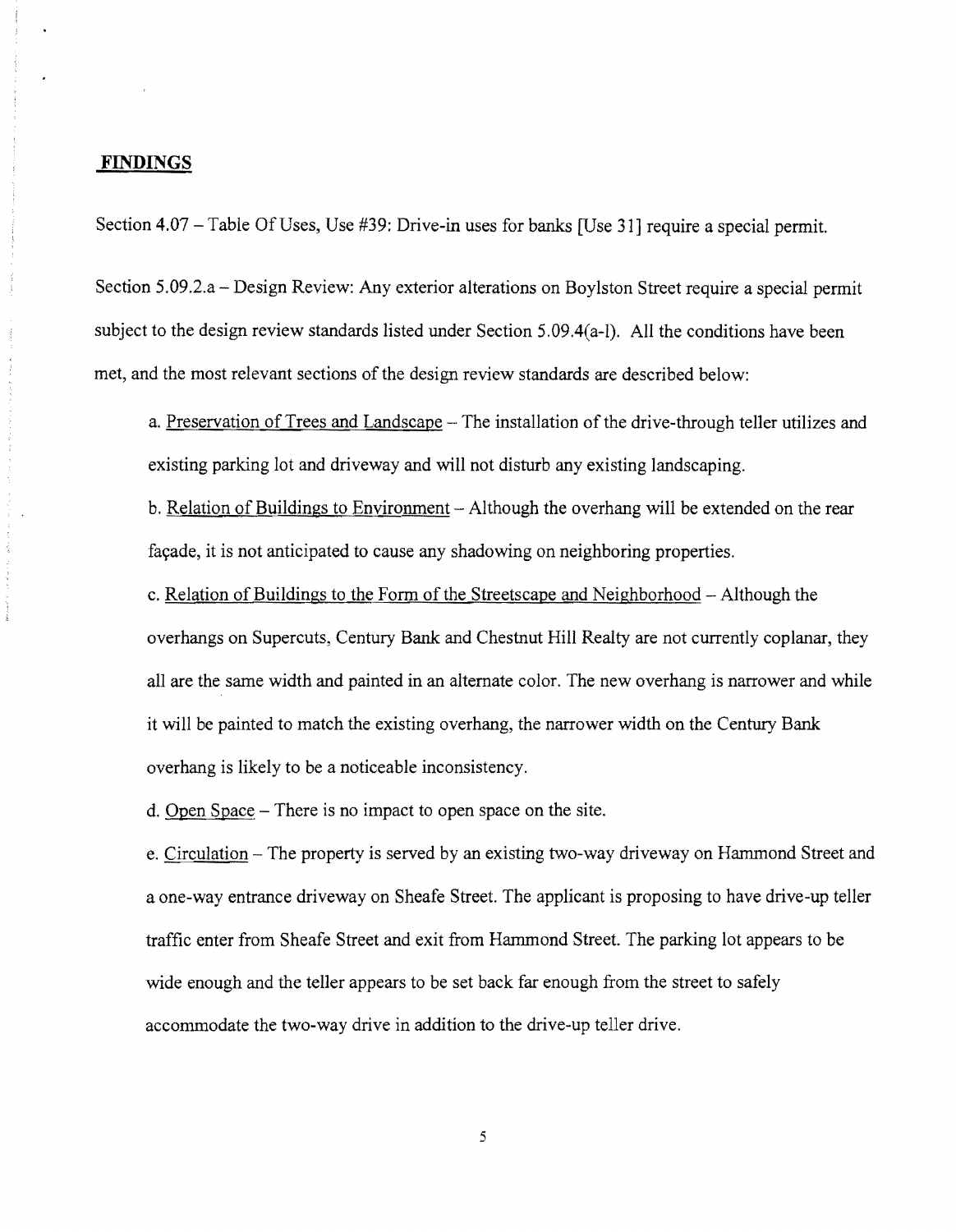## FINDINGS

Section 4.07 – Table Of Uses, Use #39: Drive-in uses for banks [Use 31] require a special permit.

Section 5.09.2.a – Design Review: Any exterior alterations on Boylston Street require a special permit subject to the design review standards listed under Section 5.09.4(a-l). All the conditions have been met, and the most relevant sections of the design review standards are described below:

a. Preservation of Trees and Landscape – The installation of the drive-through teller utilizes and existing parking lot and driveway and will not disturb any existing landscaping.

b. Relation of Buildings to Environment – Although the overhang will be extended on the rear façade, it is not anticipated to cause any shadowing on neighboring properties.

c. Relation of Buildings to the Form of the Streetscape and Neighborhood – Although the overhangs on Supercuts, Century Bank and Chestnut Hill Realty are not currently coplanar, they all are the same width and painted in an alternate color. The new overhang is narrower and while it will be painted to match the existing overhang, the narrower width on the Century Bank overhang is likely to be a noticeable inconsistency.

d. Open Space – There is no impact to open space on the site.

e. Circulation – The property is served by an existing two-way driveway on Hammond Street and a one-way entrance driveway on Sheafe Street. The applicant is proposing to have drive-up teller traffic enter from Sheafe Street and exit from Hammond Street. The parking lot appears to be wide enough and the teller appears to be set back far enough from the street to safely accommodate the two-way drive in addition to the drive-up teller drive.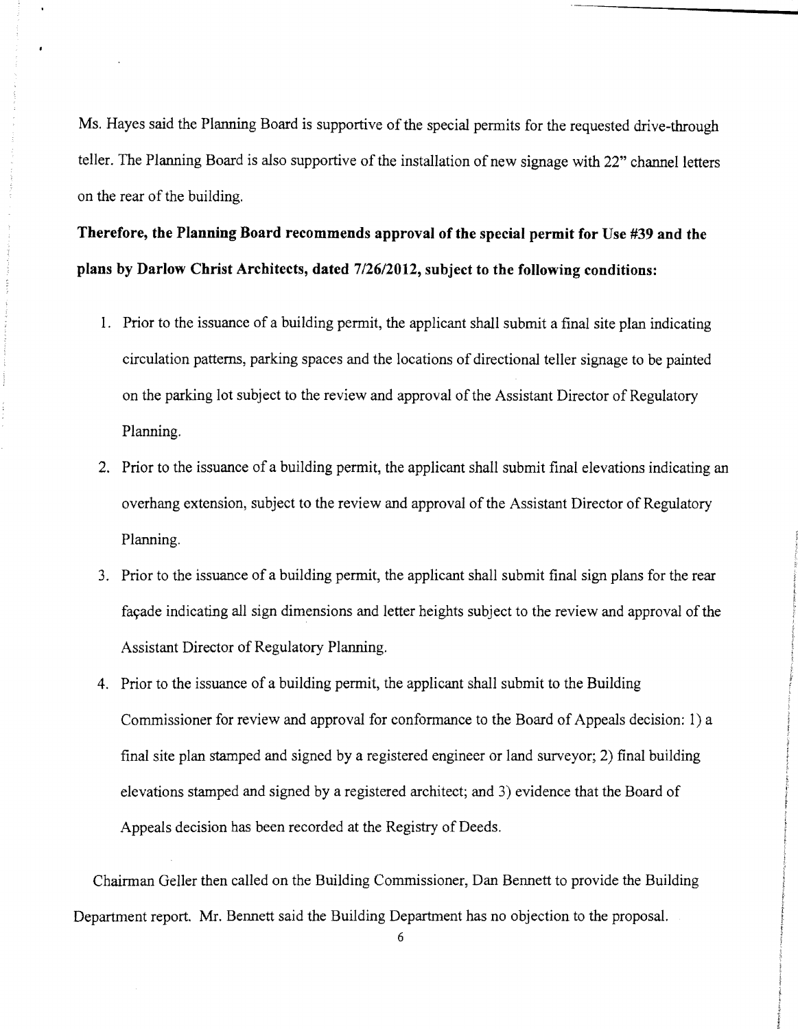Ms. Hayes said the Planning Board is supportive of the special permits for the requested drive-through teller. The Planning Board is also supportive of the installation of new signage with 22" channel letters on the rear of the building.

**Therefore, the Planning Board recommends approval of the special permit for Use #39 and the plans by Darlow Christ Architects, dated 7/26/2012, subject to the following conditions:**

1. Prior to the issuance of a building permit, the applicant shall submit a final site plan indicating circulation patterns, parking spaces and the locations of directional teller signage to be painted on the parking lot subject to the review and approval of the Assistant Director of Regulatory Planning.
2. Prior to the issuance of a building permit, the applicant shall submit final elevations indicating an overhang extension, subject to the review and approval of the Assistant Director of Regulatory Planning.
3. Prior to the issuance of a building permit, the applicant shall submit final sign plans for the rear façade indicating all sign dimensions and letter heights subject to the review and approval of the Assistant Director of Regulatory Planning.
4. Prior to the issuance of a building permit, the applicant shall submit to the Building Commissioner for review and approval for conformance to the Board of Appeals decision: 1) a final site plan stamped and signed by a registered engineer or land surveyor; 2) final building elevations stamped and signed by a registered architect; and 3) evidence that the Board of Appeals decision has been recorded at the Registry of Deeds.

Chairman Geller then called on the Building Commissioner, Dan Bennett to provide the Building Department report. Mr. Bennett said the Building Department has no objection to the proposal.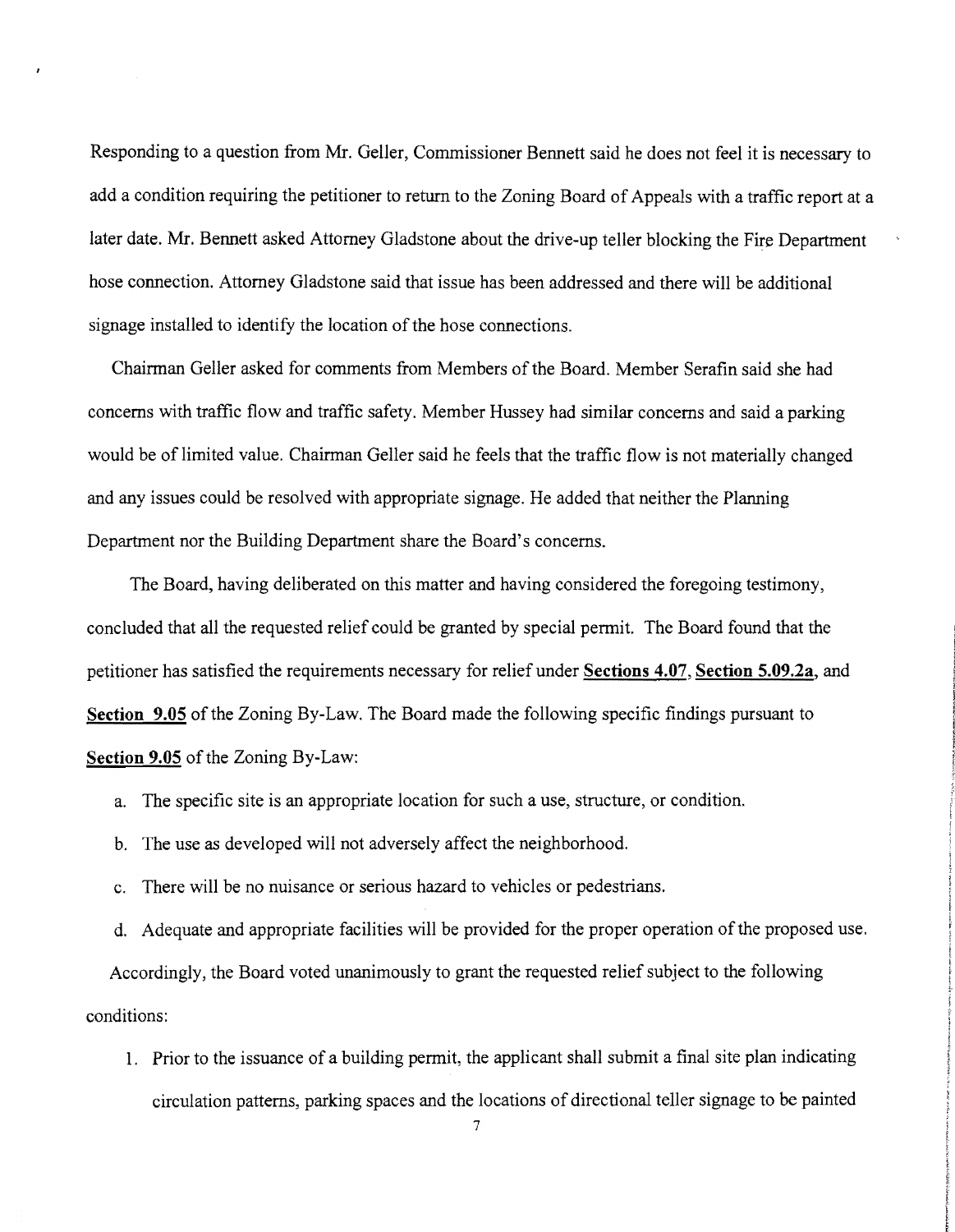Responding to a question from Mr. Geller, Commissioner Bennett said he does not feel it is necessary to add a condition requiring the petitioner to return to the Zoning Board of Appeals with a traffic report at a later date. Mr. Bennett asked Attorney Gladstone about the drive-up teller blocking the Fire Department hose connection. Attorney Gladstone said that issue has been addressed and there will be additional signage installed to identify the location of the hose connections.

Chairman Geller asked for comments from Members of the Board. Member Serafin said she had concerns with traffic flow and traffic safety. Member Hussey had similar concerns and said a parking would be of limited value. Chairman Geller said he feels that the traffic flow is not materially changed and any issues could be resolved with appropriate signage. He added that neither the Planning Department nor the Building Department share the Board's concerns.

The Board, having deliberated on this matter and having considered the foregoing testimony, concluded that all the requested relief could be granted by special permit. The Board found that the petitioner has satisfied the requirements necessary for relief under **Sections 4.07**, **Section 5.09.2a**, and **Section 9.05** of the Zoning By-Law. The Board made the following specific findings pursuant to **Section 9.05** of the Zoning By-Law:

a. The specific site is an appropriate location for such a use, structure, or condition.

b. The use as developed will not adversely affect the neighborhood.

c. There will be no nuisance or serious hazard to vehicles or pedestrians.

d. Adequate and appropriate facilities will be provided for the proper operation of the proposed use.

Accordingly, the Board voted unanimously to grant the requested relief subject to the following conditions:

1. Prior to the issuance of a building permit, the applicant shall submit a final site plan indicating circulation patterns, parking spaces and the locations of directional teller signage to be painted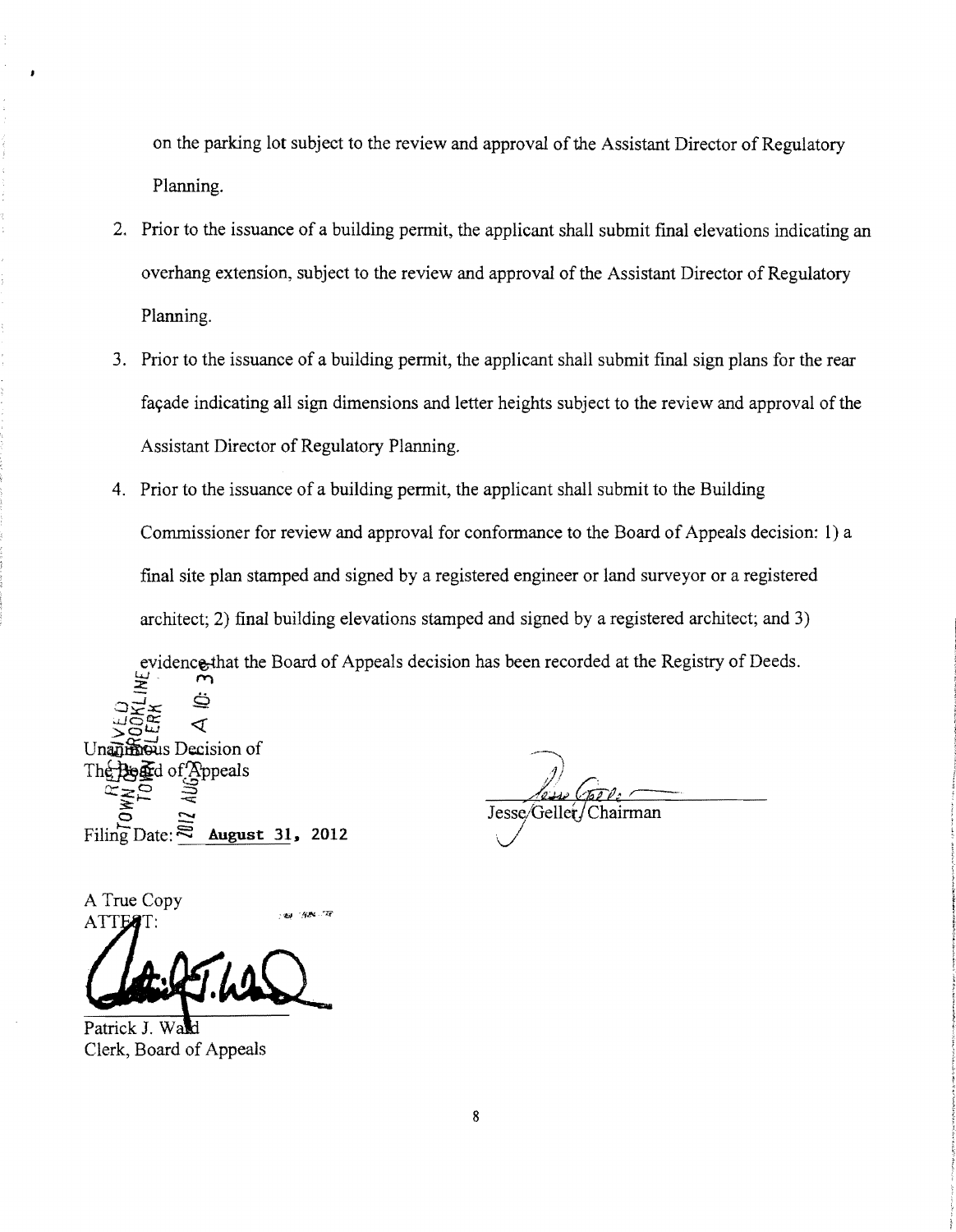on the parking lot subject to the review and approval of the Assistant Director of Regulatory Planning.

2. Prior to the issuance of a building permit, the applicant shall submit final elevations indicating an overhang extension, subject to the review and approval of the Assistant Director of Regulatory Planning.
3. Prior to the issuance of a building permit, the applicant shall submit final sign plans for the rear façade indicating all sign dimensions and letter heights subject to the review and approval of the Assistant Director of Regulatory Planning.
4. Prior to the issuance of a building permit, the applicant shall submit to the Building Commissioner for review and approval for conformance to the Board of Appeals decision: 1) a final site plan stamped and signed by a registered engineer or land surveyor or a registered architect; 2) final building elevations stamped and signed by a registered architect; and 3) evidence that the Board of Appeals decision has been recorded at the Registry of Deeds.

RECEIVED
TOWN OF BROOKLINE
TOWN CLERK
2012 AUG 31 A 10: 3

Unanimous Decision of
The Board of Appeals

Filing Date: **August 31, 2012**

Jesse Geller, Chairman

A True Copy
ATTEST:

Patrick J. Ward
Clerk, Board of Appeals